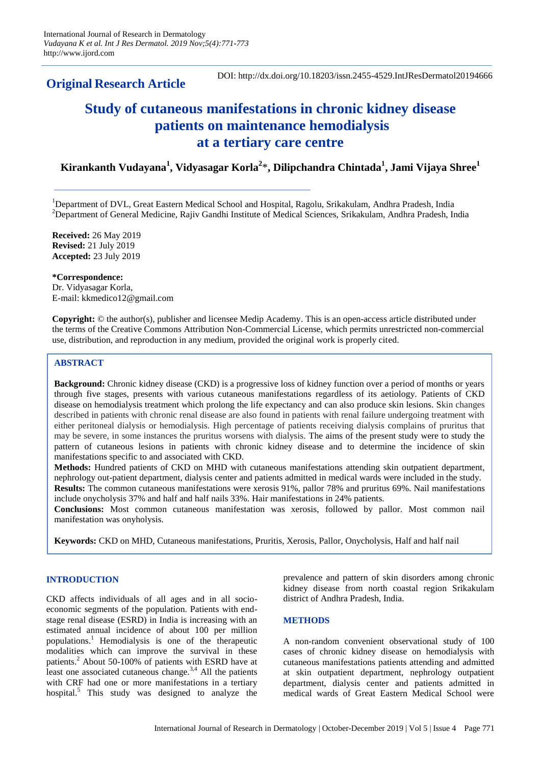**Original Research Article**

DOI: http://dx.doi.org/10.18203/issn.2455-4529.IntJResDermatol20194666

# Study of cutaneous manifestations in chronic kidney disease patients on maintenance hemodialysis at a tertiary care centre

**Kirankanth Vudayana[1], Vidyasagar Korla[2]*, Dilipchandra Chintada[1], Jami Vijaya Shree[1]**

[1]Department of DVL, Great Eastern Medical School and Hospital, Ragolu, Srikakulam, Andhra Pradesh, India
[2]Department of General Medicine, Rajiv Gandhi Institute of Medical Sciences, Srikakulam, Andhra Pradesh, India

**Received:** 26 May 2019
**Revised:** 21 July 2019
**Accepted:** 23 July 2019

***Correspondence:**
Dr. Vidyasagar Korla,
E-mail: kkmedico12@gmail.com

**Copyright:** © the author(s), publisher and licensee Medip Academy. This is an open-access article distributed under the terms of the Creative Commons Attribution Non-Commercial License, which permits unrestricted non-commercial use, distribution, and reproduction in any medium, provided the original work is properly cited.

## ABSTRACT

**Background:** Chronic kidney disease (CKD) is a progressive loss of kidney function over a period of months or years through five stages, presents with various cutaneous manifestations regardless of its aetiology. Patients of CKD disease on hemodialysis treatment which prolong the life expectancy and can also produce skin lesions. Skin changes described in patients with chronic renal disease are also found in patients with renal failure undergoing treatment with either peritoneal dialysis or hemodialysis. High percentage of patients receiving dialysis complains of pruritus that may be severe, in some instances the pruritus worsens with dialysis. The aims of the present study were to study the pattern of cutaneous lesions in patients with chronic kidney disease and to determine the incidence of skin manifestations specific to and associated with CKD.

**Methods:** Hundred patients of CKD on MHD with cutaneous manifestations attending skin outpatient department, nephrology out-patient department, dialysis center and patients admitted in medical wards were included in the study.

**Results:** The common cutaneous manifestations were xerosis 91%, pallor 78% and pruritus 69%. Nail manifestations include onycholysis 37% and half and half nails 33%. Hair manifestations in 24% patients.

**Conclusions:** Most common cutaneous manifestation was xerosis, followed by pallor. Most common nail manifestation was onyholysis.

**Keywords:** CKD on MHD, Cutaneous manifestations, Pruritis, Xerosis, Pallor, Onycholysis, Half and half nail

## INTRODUCTION

CKD affects individuals of all ages and in all socio-economic segments of the population. Patients with end-stage renal disease (ESRD) in India is increasing with an estimated annual incidence of about 100 per million populations.[1] Hemodialysis is one of the therapeutic modalities which can improve the survival in these patients.[2] About 50-100% of patients with ESRD have at least one associated cutaneous change.[3,4] All the patients with CRF had one or more manifestations in a tertiary hospital.[5] This study was designed to analyze the prevalence and pattern of skin disorders among chronic kidney disease from north coastal region Srikakulam district of Andhra Pradesh, India.

## METHODS

A non-random convenient observational study of 100 cases of chronic kidney disease on hemodialysis with cutaneous manifestations patients attending and admitted at skin outpatient department, nephrology outpatient department, dialysis center and patients admitted in medical wards of Great Eastern Medical School were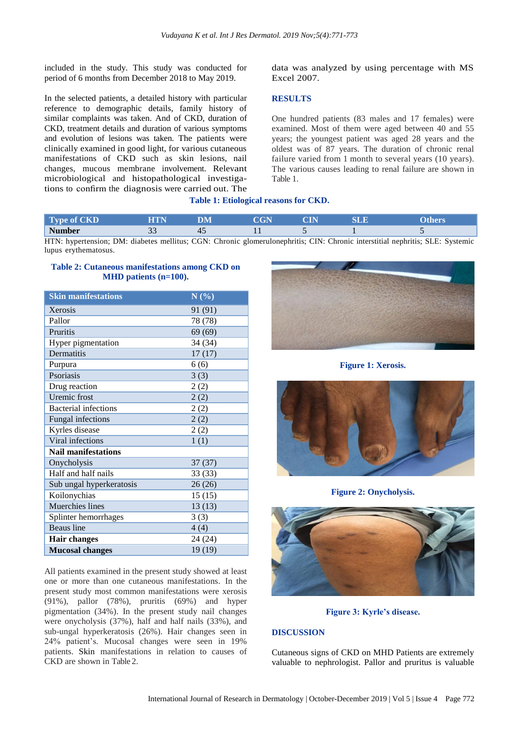included in the study. This study was conducted for period of 6 months from December 2018 to May 2019.

In the selected patients, a detailed history with particular reference to demographic details, family history of similar complaints was taken. And of CKD, duration of CKD, treatment details and duration of various symptoms and evolution of lesions was taken. The patients were clinically examined in good light, for various cutaneous manifestations of CKD such as skin lesions, nail changes, mucous membrane involvement. Relevant microbiological and histopathological investigations to confirm the diagnosis were carried out. The data was analyzed by using percentage with MS Excel 2007.

## RESULTS

One hundred patients (83 males and 17 females) were examined. Most of them were aged between 40 and 55 years; the youngest patient was aged 28 years and the oldest was of 87 years. The duration of chronic renal failure varied from 1 month to several years (10 years). The various causes leading to renal failure are shown in Table 1.

**Table 1: Etiological reasons for CKD.**

| Type of CKD | HTN | DM | CGN | CIN | SLE | Others |
|---|---|---|---|---|---|---|
| Number | 33 | 45 | 11 | 5 | 1 | 5 |

HTN: hypertension; DM: diabetes mellitus; CGN: Chronic glomerulonephritis; CIN: Chronic interstitial nephritis; SLE: Systemic lupus erythematosus.

**Table 2: Cutaneous manifestations among CKD on MHD patients (n=100).**

| Skin manifestations | N (%) |
|---|---|
| Xerosis | 91 (91) |
| Pallor | 78 (78) |
| Pruritis | 69 (69) |
| Hyper pigmentation | 34 (34) |
| Dermatitis | 17 (17) |
| Purpura | 6 (6) |
| Psoriasis | 3 (3) |
| Drug reaction | 2 (2) |
| Uremic frost | 2 (2) |
| Bacterial infections | 2 (2) |
| Fungal infections | 2 (2) |
| Kyrles disease | 2 (2) |
| Viral infections | 1 (1) |
| **Nail manifestations** | |
| Onycholysis | 37 (37) |
| Half and half nails | 33 (33) |
| Sub ungal hyperkeratosis | 26 (26) |
| Koilonychias | 15 (15) |
| Muerchies lines | 13 (13) |
| Splinter hemorrhages | 3 (3) |
| Beaus line | 4 (4) |
| **Hair changes** | 24 (24) |
| **Mucosal changes** | 19 (19) |

All patients examined in the present study showed at least one or more than one cutaneous manifestations. In the present study most common manifestations were xerosis (91%), pallor (78%), pruritis (69%) and hyper pigmentation (34%). In the present study nail changes were onycholysis (37%), half and half nails (33%), and sub-ungal hyperkeratosis (26%). Hair changes seen in 24% patient's. Mucosal changes were seen in 19% patients. Skin manifestations in relation to causes of CKD are shown in Table 2.

**Figure 1: Xerosis.**

**Figure 2: Onycholysis.**

**Figure 3: Kyrle's disease.**

## DISCUSSION

Cutaneous signs of CKD on MHD Patients are extremely valuable to nephrologist. Pallor and pruritus is valuable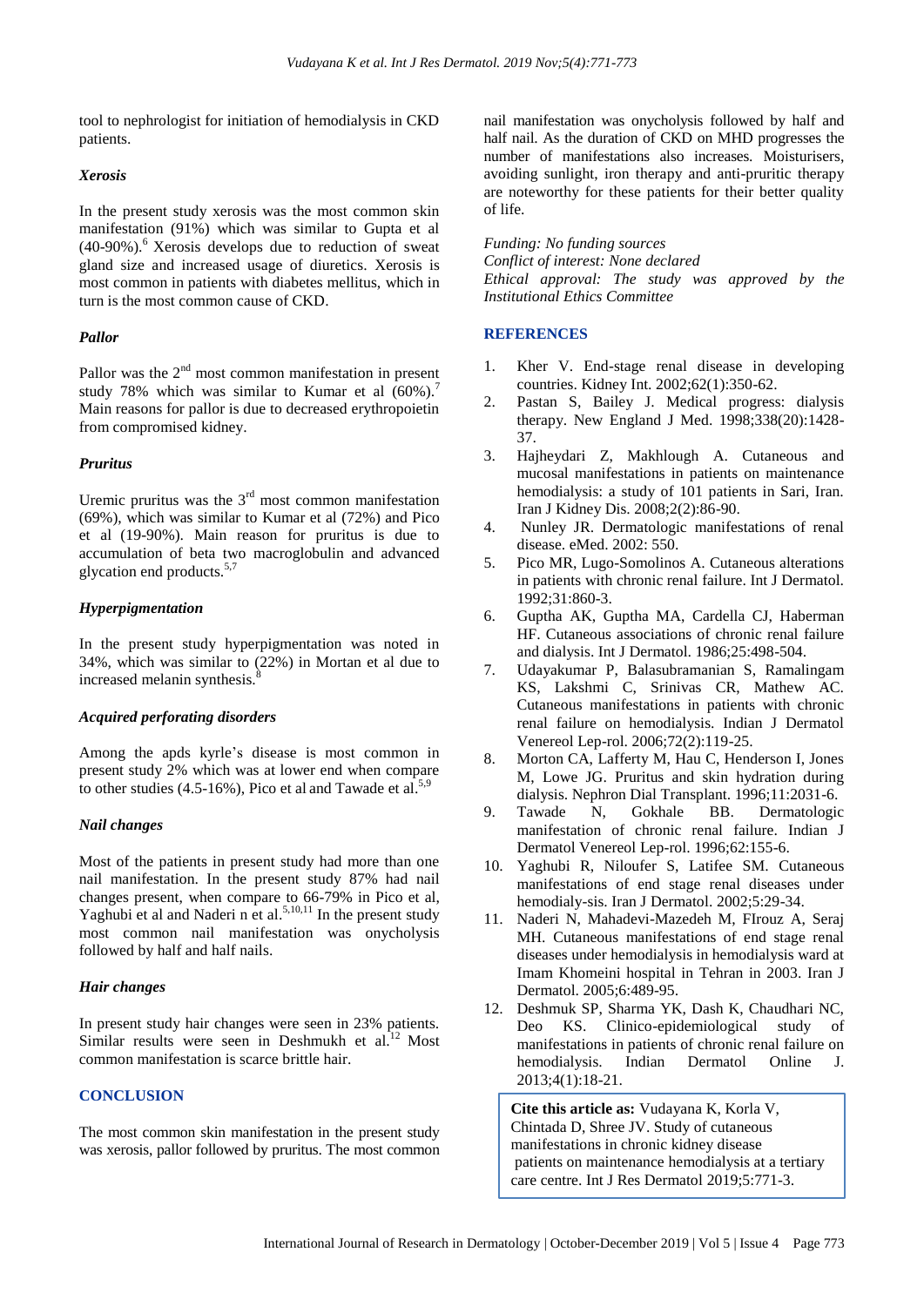tool to nephrologist for initiation of hemodialysis in CKD patients.

### Xerosis

In the present study xerosis was the most common skin manifestation (91%) which was similar to Gupta et al (40-90%).[6] Xerosis develops due to reduction of sweat gland size and increased usage of diuretics. Xerosis is most common in patients with diabetes mellitus, which in turn is the most common cause of CKD.

### Pallor

Pallor was the 2nd most common manifestation in present study 78% which was similar to Kumar et al (60%).[7] Main reasons for pallor is due to decreased erythropoietin from compromised kidney.

### Pruritus

Uremic pruritus was the 3rd most common manifestation (69%), which was similar to Kumar et al (72%) and Pico et al (19-90%). Main reason for pruritus is due to accumulation of beta two macroglobulin and advanced glycation end products.[5,7]

### Hyperpigmentation

In the present study hyperpigmentation was noted in 34%, which was similar to (22%) in Mortan et al due to increased melanin synthesis.[8]

### Acquired perforating disorders

Among the apds kyrle's disease is most common in present study 2% which was at lower end when compare to other studies (4.5-16%), Pico et al and Tawade et al.[5,9]

### Nail changes

Most of the patients in present study had more than one nail manifestation. In the present study 87% had nail changes present, when compare to 66-79% in Pico et al, Yaghubi et al and Naderi n et al.[5,10,11] In the present study most common nail manifestation was onycholysis followed by half and half nails.

### Hair changes

In present study hair changes were seen in 23% patients. Similar results were seen in Deshmukh et al.[12] Most common manifestation is scarce brittle hair.

## CONCLUSION

The most common skin manifestation in the present study was xerosis, pallor followed by pruritus. The most common nail manifestation was onycholysis followed by half and half nail. As the duration of CKD on MHD progresses the number of manifestations also increases. Moisturisers, avoiding sunlight, iron therapy and anti-pruritic therapy are noteworthy for these patients for their better quality of life.

*Funding: No funding sources*
*Conflict of interest: None declared*
*Ethical approval: The study was approved by the Institutional Ethics Committee*

## REFERENCES

1. Kher V. End-stage renal disease in developing countries. Kidney Int. 2002;62(1):350-62.
2. Pastan S, Bailey J. Medical progress: dialysis therapy. New England J Med. 1998;338(20):1428-37.
3. Hajheydari Z, Makhlough A. Cutaneous and mucosal manifestations in patients on maintenance hemodialysis: a study of 101 patients in Sari, Iran. Iran J Kidney Dis. 2008;2(2):86-90.
4. Nunley JR. Dermatologic manifestations of renal disease. eMed. 2002: 550.
5. Pico MR, Lugo-Somolinos A. Cutaneous alterations in patients with chronic renal failure. Int J Dermatol. 1992;31:860-3.
6. Guptha AK, Guptha MA, Cardella CJ, Haberman HF. Cutaneous associations of chronic renal failure and dialysis. Int J Dermatol. 1986;25:498-504.
7. Udayakumar P, Balasubramanian S, Ramalingam KS, Lakshmi C, Srinivas CR, Mathew AC. Cutaneous manifestations in patients with chronic renal failure on hemodialysis. Indian J Dermatol Venereol Lep-rol. 2006;72(2):119-25.
8. Morton CA, Lafferty M, Hau C, Henderson I, Jones M, Lowe JG. Pruritus and skin hydration during dialysis. Nephron Dial Transplant. 1996;11:2031-6.
9. Tawade N, Gokhale BB. Dermatologic manifestation of chronic renal failure. Indian J Dermatol Venereol Lep-rol. 1996;62:155-6.
10. Yaghubi R, Niloufer S, Latifee SM. Cutaneous manifestations of end stage renal diseases under hemodialy-sis. Iran J Dermatol. 2002;5:29-34.
11. Naderi N, Mahadevi-Mazedeh M, FIrouz A, Seraj MH. Cutaneous manifestations of end stage renal diseases under hemodialysis in hemodialysis ward at Imam Khomeini hospital in Tehran in 2003. Iran J Dermatol. 2005;6:489-95.
12. Deshmuk SP, Sharma YK, Dash K, Chaudhari NC, Deo KS. Clinico-epidemiological study of manifestations in patients of chronic renal failure on hemodialysis. Indian Dermatol Online J. 2013;4(1):18-21.

**Cite this article as:** Vudayana K, Korla V, Chintada D, Shree JV. Study of cutaneous manifestations in chronic kidney disease patients on maintenance hemodialysis at a tertiary care centre. Int J Res Dermatol 2019;5:771-3.